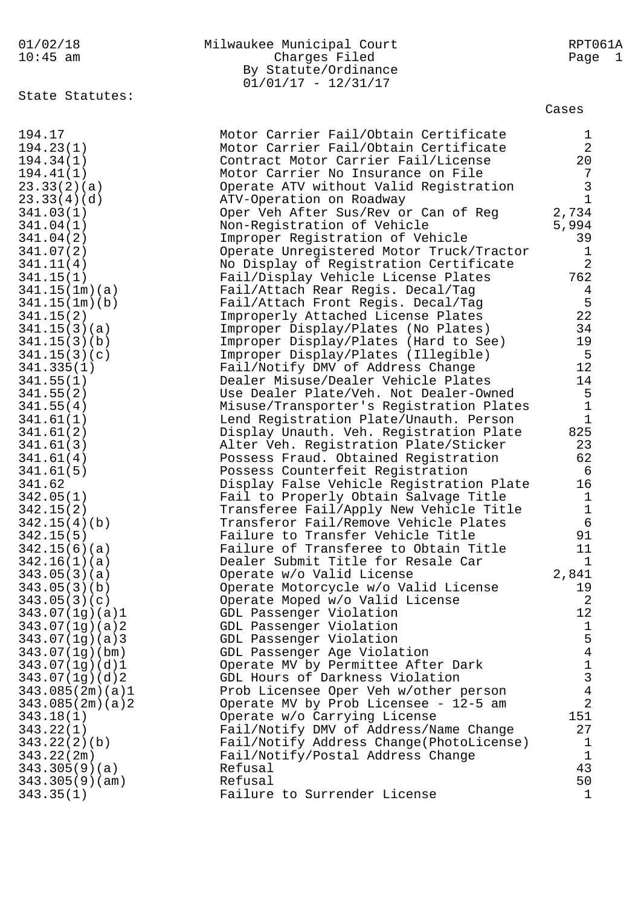Milwaukee Municipal Court
Charges Filed
By Statute/Ordinance
01/01/17 - 12/31/17

01/02/18
10:45 am

RPT061A

State Statutes:

| Statute | Description | Cases |
|---|---|---|
| 194.17 | Motor Carrier Fail/Obtain Certificate | 1 |
| 194.23(1) | Motor Carrier Fail/Obtain Certificate | 2 |
| 194.34(1) | Contract Motor Carrier Fail/License | 20 |
| 194.41(1) | Motor Carrier No Insurance on File | 7 |
| 23.33(2)(a) | Operate ATV without Valid Registration | 3 |
| 23.33(4)(d) | ATV-Operation on Roadway | 1 |
| 341.03(1) | Oper Veh After Sus/Rev or Can of Reg | 2,734 |
| 341.04(1) | Non-Registration of Vehicle | 5,994 |
| 341.04(2) | Improper Registration of Vehicle | 39 |
| 341.07(2) | Operate Unregistered Motor Truck/Tractor | 1 |
| 341.11(4) | No Display of Registration Certificate | 2 |
| 341.15(1) | Fail/Display Vehicle License Plates | 762 |
| 341.15(1m)(a) | Fail/Attach Rear Regis. Decal/Tag | 4 |
| 341.15(1m)(b) | Fail/Attach Front Regis. Decal/Tag | 5 |
| 341.15(2) | Improperly Attached License Plates | 22 |
| 341.15(3)(a) | Improper Display/Plates (No Plates) | 34 |
| 341.15(3)(b) | Improper Display/Plates (Hard to See) | 19 |
| 341.15(3)(c) | Improper Display/Plates (Illegible) | 5 |
| 341.335(1) | Fail/Notify DMV of Address Change | 12 |
| 341.55(1) | Dealer Misuse/Dealer Vehicle Plates | 14 |
| 341.55(2) | Use Dealer Plate/Veh. Not Dealer-Owned | 5 |
| 341.55(4) | Misuse/Transporter's Registration Plates | 1 |
| 341.61(1) | Lend Registration Plate/Unauth. Person | 1 |
| 341.61(2) | Display Unauth. Veh. Registration Plate | 825 |
| 341.61(3) | Alter Veh. Registration Plate/Sticker | 23 |
| 341.61(4) | Possess Fraud. Obtained Registration | 62 |
| 341.61(5) | Possess Counterfeit Registration | 6 |
| 341.62 | Display False Vehicle Registration Plate | 16 |
| 342.05(1) | Fail to Properly Obtain Salvage Title | 1 |
| 342.15(2) | Transferee Fail/Apply New Vehicle Title | 1 |
| 342.15(4)(b) | Transferor Fail/Remove Vehicle Plates | 6 |
| 342.15(5) | Failure to Transfer Vehicle Title | 91 |
| 342.15(6)(a) | Failure of Transferee to Obtain Title | 11 |
| 342.16(1)(a) | Dealer Submit Title for Resale Car | 1 |
| 343.05(3)(a) | Operate w/o Valid License | 2,841 |
| 343.05(3)(b) | Operate Motorcycle w/o Valid License | 19 |
| 343.05(3)(c) | Operate Moped w/o Valid License | 2 |
| 343.07(1g)(a)1 | GDL Passenger Violation | 12 |
| 343.07(1g)(a)2 | GDL Passenger Violation | 1 |
| 343.07(1g)(a)3 | GDL Passenger Violation | 5 |
| 343.07(1g)(bm) | GDL Passenger Age Violation | 4 |
| 343.07(1g)(d)1 | Operate MV by Permittee After Dark | 1 |
| 343.07(1g)(d)2 | GDL Hours of Darkness Violation | 3 |
| 343.085(2m)(a)1 | Prob Licensee Oper Veh w/other person | 4 |
| 343.085(2m)(a)2 | Operate MV by Prob Licensee - 12-5 am | 2 |
| 343.18(1) | Operate w/o Carrying License | 151 |
| 343.22(1) | Fail/Notify DMV of Address/Name Change | 27 |
| 343.22(2)(b) | Fail/Notify Address Change(PhotoLicense) | 1 |
| 343.22(2m) | Fail/Notify/Postal Address Change | 1 |
| 343.305(9)(a) | Refusal | 43 |
| 343.305(9)(am) | Refusal | 50 |
| 343.35(1) | Failure to Surrender License | 1 |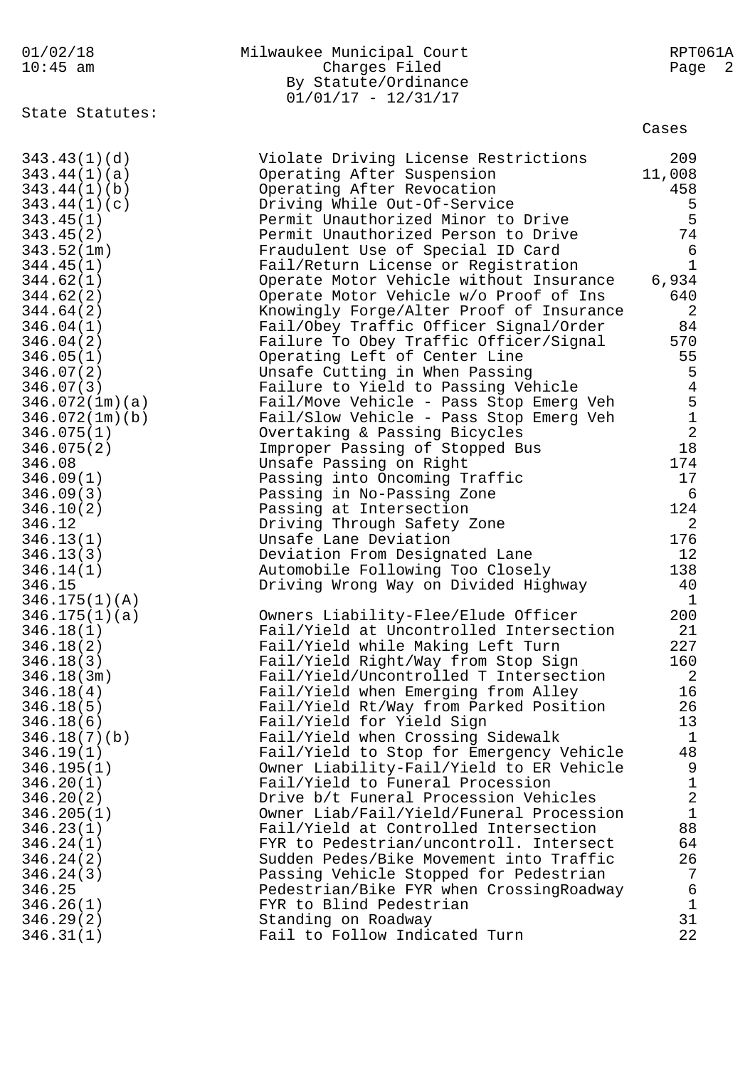Milwaukee Municipal Court
Charges Filed
By Statute/Ordinance
01/01/17 - 12/31/17

RPT061A

01/02/18
10:45 am

State Statutes:

| Statute | Description | Cases |
|---|---|---|
| 343.43(1)(d) | Violate Driving License Restrictions | 209 |
| 343.44(1)(a) | Operating After Suspension | 11,008 |
| 343.44(1)(b) | Operating After Revocation | 458 |
| 343.44(1)(c) | Driving While Out-Of-Service | 5 |
| 343.45(1) | Permit Unauthorized Minor to Drive | 5 |
| 343.45(2) | Permit Unauthorized Person to Drive | 74 |
| 343.52(1m) | Fraudulent Use of Special ID Card | 6 |
| 344.45(1) | Fail/Return License or Registration | 1 |
| 344.62(1) | Operate Motor Vehicle without Insurance | 6,934 |
| 344.62(2) | Operate Motor Vehicle w/o Proof of Ins | 640 |
| 344.64(2) | Knowingly Forge/Alter Proof of Insurance | 2 |
| 346.04(1) | Fail/Obey Traffic Officer Signal/Order | 84 |
| 346.04(2) | Failure To Obey Traffic Officer/Signal | 570 |
| 346.05(1) | Operating Left of Center Line | 55 |
| 346.07(2) | Unsafe Cutting in When Passing | 5 |
| 346.07(3) | Failure to Yield to Passing Vehicle | 4 |
| 346.072(1m)(a) | Fail/Move Vehicle - Pass Stop Emerg Veh | 5 |
| 346.072(1m)(b) | Fail/Slow Vehicle - Pass Stop Emerg Veh | 1 |
| 346.075(1) | Overtaking & Passing Bicycles | 2 |
| 346.075(2) | Improper Passing of Stopped Bus | 18 |
| 346.08 | Unsafe Passing on Right | 174 |
| 346.09(1) | Passing into Oncoming Traffic | 17 |
| 346.09(3) | Passing in No-Passing Zone | 6 |
| 346.10(2) | Passing at Intersection | 124 |
| 346.12 | Driving Through Safety Zone | 2 |
| 346.13(1) | Unsafe Lane Deviation | 176 |
| 346.13(3) | Deviation From Designated Lane | 12 |
| 346.14(1) | Automobile Following Too Closely | 138 |
| 346.15 | Driving Wrong Way on Divided Highway | 40 |
| 346.175(1)(A) | | 1 |
| 346.175(1)(a) | Owners Liability-Flee/Elude Officer | 200 |
| 346.18(1) | Fail/Yield at Uncontrolled Intersection | 21 |
| 346.18(2) | Fail/Yield while Making Left Turn | 227 |
| 346.18(3) | Fail/Yield Right/Way from Stop Sign | 160 |
| 346.18(3m) | Fail/Yield/Uncontrolled T Intersection | 2 |
| 346.18(4) | Fail/Yield when Emerging from Alley | 16 |
| 346.18(5) | Fail/Yield Rt/Way from Parked Position | 26 |
| 346.18(6) | Fail/Yield for Yield Sign | 13 |
| 346.18(7)(b) | Fail/Yield when Crossing Sidewalk | 1 |
| 346.19(1) | Fail/Yield to Stop for Emergency Vehicle | 48 |
| 346.195(1) | Owner Liability-Fail/Yield to ER Vehicle | 9 |
| 346.20(1) | Fail/Yield to Funeral Procession | 1 |
| 346.20(2) | Drive b/t Funeral Procession Vehicles | 2 |
| 346.205(1) | Owner Liab/Fail/Yield/Funeral Procession | 1 |
| 346.23(1) | Fail/Yield at Controlled Intersection | 88 |
| 346.24(1) | FYR to Pedestrian/uncontroll. Intersect | 64 |
| 346.24(2) | Sudden Pedes/Bike Movement into Traffic | 26 |
| 346.24(3) | Passing Vehicle Stopped for Pedestrian | 7 |
| 346.25 | Pedestrian/Bike FYR when CrossingRoadway | 6 |
| 346.26(1) | FYR to Blind Pedestrian | 1 |
| 346.29(2) | Standing on Roadway | 31 |
| 346.31(1) | Fail to Follow Indicated Turn | 22 |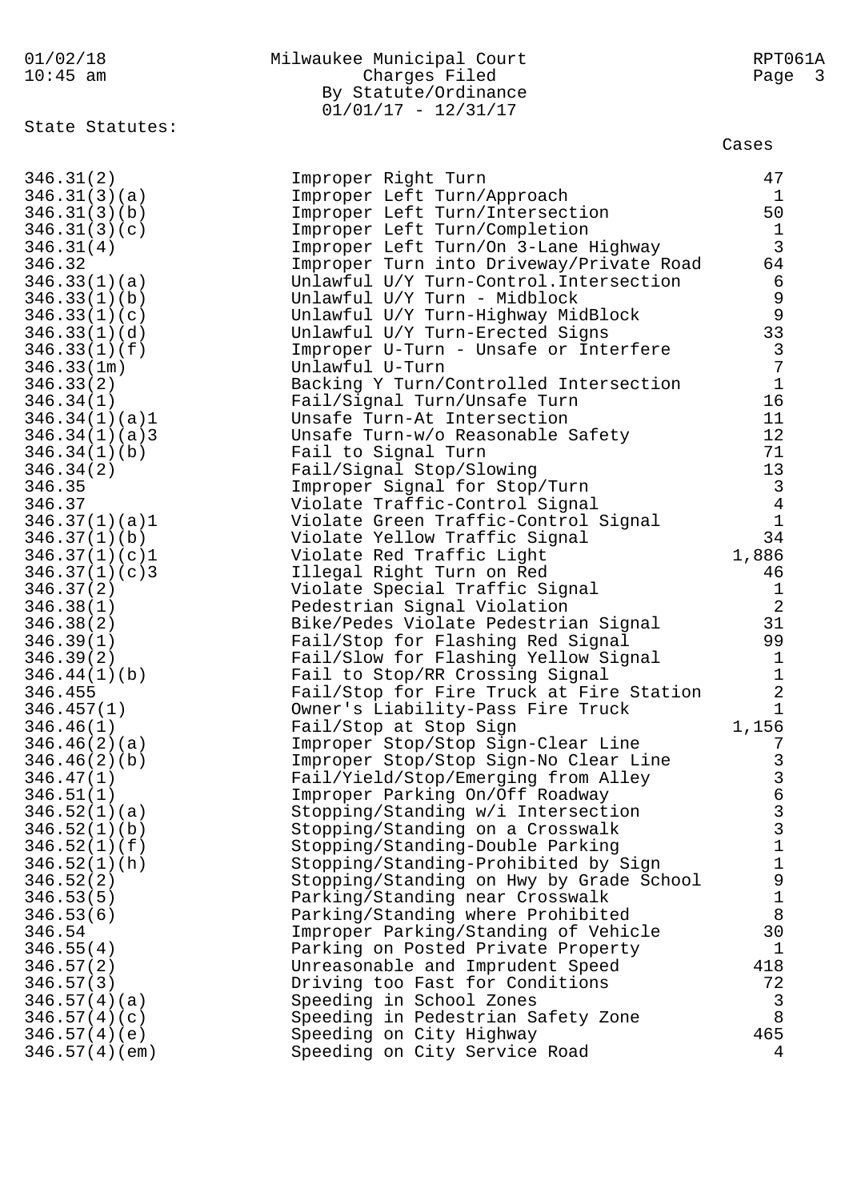Milwaukee Municipal Court
Charges Filed
By Statute/Ordinance
01/01/17 - 12/31/17

State Statutes:

| Statute | Description | Cases |
|---|---|---|
| 346.31(2) | Improper Right Turn | 47 |
| 346.31(3)(a) | Improper Left Turn/Approach | 1 |
| 346.31(3)(b) | Improper Left Turn/Intersection | 50 |
| 346.31(3)(c) | Improper Left Turn/Completion | 1 |
| 346.31(4) | Improper Left Turn/On 3-Lane Highway | 3 |
| 346.32 | Improper Turn into Driveway/Private Road | 64 |
| 346.33(1)(a) | Unlawful U/Y Turn-Control.Intersection | 6 |
| 346.33(1)(b) | Unlawful U/Y Turn - Midblock | 9 |
| 346.33(1)(c) | Unlawful U/Y Turn-Highway MidBlock | 9 |
| 346.33(1)(d) | Unlawful U/Y Turn-Erected Signs | 33 |
| 346.33(1)(f) | Improper U-Turn - Unsafe or Interfere | 3 |
| 346.33(1m) | Unlawful U-Turn | 7 |
| 346.33(2) | Backing Y Turn/Controlled Intersection | 1 |
| 346.34(1) | Fail/Signal Turn/Unsafe Turn | 16 |
| 346.34(1)(a)1 | Unsafe Turn-At Intersection | 11 |
| 346.34(1)(a)3 | Unsafe Turn-w/o Reasonable Safety | 12 |
| 346.34(1)(b) | Fail to Signal Turn | 71 |
| 346.34(2) | Fail/Signal Stop/Slowing | 13 |
| 346.35 | Improper Signal for Stop/Turn | 3 |
| 346.37 | Violate Traffic-Control Signal | 4 |
| 346.37(1)(a)1 | Violate Green Traffic-Control Signal | 1 |
| 346.37(1)(b) | Violate Yellow Traffic Signal | 34 |
| 346.37(1)(c)1 | Violate Red Traffic Light | 1,886 |
| 346.37(1)(c)3 | Illegal Right Turn on Red | 46 |
| 346.37(2) | Violate Special Traffic Signal | 1 |
| 346.38(1) | Pedestrian Signal Violation | 2 |
| 346.38(2) | Bike/Pedes Violate Pedestrian Signal | 31 |
| 346.39(1) | Fail/Stop for Flashing Red Signal | 99 |
| 346.39(2) | Fail/Slow for Flashing Yellow Signal | 1 |
| 346.44(1)(b) | Fail to Stop/RR Crossing Signal | 1 |
| 346.455 | Fail/Stop for Fire Truck at Fire Station | 2 |
| 346.457(1) | Owner's Liability-Pass Fire Truck | 1 |
| 346.46(1) | Fail/Stop at Stop Sign | 1,156 |
| 346.46(2)(a) | Improper Stop/Stop Sign-Clear Line | 7 |
| 346.46(2)(b) | Improper Stop/Stop Sign-No Clear Line | 3 |
| 346.47(1) | Fail/Yield/Stop/Emerging from Alley | 3 |
| 346.51(1) | Improper Parking On/Off Roadway | 6 |
| 346.52(1)(a) | Stopping/Standing w/i Intersection | 3 |
| 346.52(1)(b) | Stopping/Standing on a Crosswalk | 3 |
| 346.52(1)(f) | Stopping/Standing-Double Parking | 1 |
| 346.52(1)(h) | Stopping/Standing-Prohibited by Sign | 1 |
| 346.52(2) | Stopping/Standing on Hwy by Grade School | 9 |
| 346.53(5) | Parking/Standing near Crosswalk | 1 |
| 346.53(6) | Parking/Standing where Prohibited | 8 |
| 346.54 | Improper Parking/Standing of Vehicle | 30 |
| 346.55(4) | Parking on Posted Private Property | 1 |
| 346.57(2) | Unreasonable and Imprudent Speed | 418 |
| 346.57(3) | Driving too Fast for Conditions | 72 |
| 346.57(4)(a) | Speeding in School Zones | 3 |
| 346.57(4)(c) | Speeding in Pedestrian Safety Zone | 8 |
| 346.57(4)(e) | Speeding on City Highway | 465 |
| 346.57(4)(em) | Speeding on City Service Road | 4 |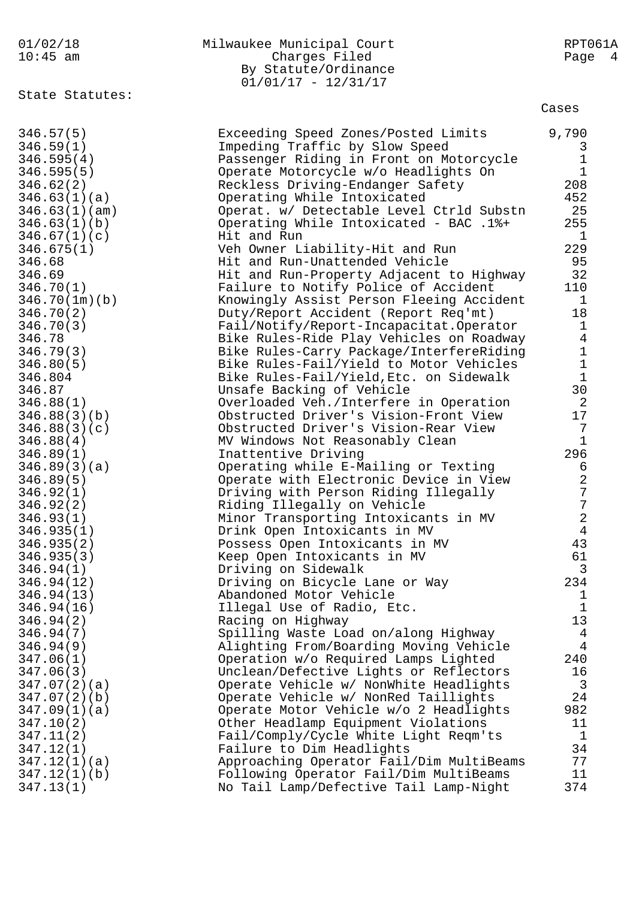Milwaukee Municipal Court
Charges Filed
By Statute/Ordinance
01/01/17 - 12/31/17

State Statutes:

| Statute | Description | Cases |
|---|---|---|
| 346.57(5) | Exceeding Speed Zones/Posted Limits | 9,790 |
| 346.59(1) | Impeding Traffic by Slow Speed | 3 |
| 346.595(4) | Passenger Riding in Front on Motorcycle | 1 |
| 346.595(5) | Operate Motorcycle w/o Headlights On | 1 |
| 346.62(2) | Reckless Driving-Endanger Safety | 208 |
| 346.63(1)(a) | Operating While Intoxicated | 452 |
| 346.63(1)(am) | Operat. w/ Detectable Level Ctrld Substn | 25 |
| 346.63(1)(b) | Operating While Intoxicated - BAC .1%+ | 255 |
| 346.67(1)(c) | Hit and Run | 1 |
| 346.675(1) | Veh Owner Liability-Hit and Run | 229 |
| 346.68 | Hit and Run-Unattended Vehicle | 95 |
| 346.69 | Hit and Run-Property Adjacent to Highway | 32 |
| 346.70(1) | Failure to Notify Police of Accident | 110 |
| 346.70(1m)(b) | Knowingly Assist Person Fleeing Accident | 1 |
| 346.70(2) | Duty/Report Accident (Report Req'mt) | 18 |
| 346.70(3) | Fail/Notify/Report-Incapacitat.Operator | 1 |
| 346.78 | Bike Rules-Ride Play Vehicles on Roadway | 4 |
| 346.79(3) | Bike Rules-Carry Package/InterfereRiding | 1 |
| 346.80(5) | Bike Rules-Fail/Yield to Motor Vehicles | 1 |
| 346.804 | Bike Rules-Fail/Yield,Etc. on Sidewalk | 1 |
| 346.87 | Unsafe Backing of Vehicle | 30 |
| 346.88(1) | Overloaded Veh./Interfere in Operation | 2 |
| 346.88(3)(b) | Obstructed Driver's Vision-Front View | 17 |
| 346.88(3)(c) | Obstructed Driver's Vision-Rear View | 7 |
| 346.88(4) | MV Windows Not Reasonably Clean | 1 |
| 346.89(1) | Inattentive Driving | 296 |
| 346.89(3)(a) | Operating while E-Mailing or Texting | 6 |
| 346.89(5) | Operate with Electronic Device in View | 2 |
| 346.92(1) | Driving with Person Riding Illegally | 7 |
| 346.92(2) | Riding Illegally on Vehicle | 7 |
| 346.93(1) | Minor Transporting Intoxicants in MV | 2 |
| 346.935(1) | Drink Open Intoxicants in MV | 4 |
| 346.935(2) | Possess Open Intoxicants in MV | 43 |
| 346.935(3) | Keep Open Intoxicants in MV | 61 |
| 346.94(1) | Driving on Sidewalk | 3 |
| 346.94(12) | Driving on Bicycle Lane or Way | 234 |
| 346.94(13) | Abandoned Motor Vehicle | 1 |
| 346.94(16) | Illegal Use of Radio, Etc. | 1 |
| 346.94(2) | Racing on Highway | 13 |
| 346.94(7) | Spilling Waste Load on/along Highway | 4 |
| 346.94(9) | Alighting From/Boarding Moving Vehicle | 4 |
| 347.06(1) | Operation w/o Required Lamps Lighted | 240 |
| 347.06(3) | Unclean/Defective Lights or Reflectors | 16 |
| 347.07(2)(a) | Operate Vehicle w/ NonWhite Headlights | 3 |
| 347.07(2)(b) | Operate Vehicle w/ NonRed Taillights | 24 |
| 347.09(1)(a) | Operate Motor Vehicle w/o 2 Headlights | 982 |
| 347.10(2) | Other Headlamp Equipment Violations | 11 |
| 347.11(2) | Fail/Comply/Cycle White Light Reqm'ts | 1 |
| 347.12(1) | Failure to Dim Headlights | 34 |
| 347.12(1)(a) | Approaching Operator Fail/Dim MultiBeams | 77 |
| 347.12(1)(b) | Following Operator Fail/Dim MultiBeams | 11 |
| 347.13(1) | No Tail Lamp/Defective Tail Lamp-Night | 374 |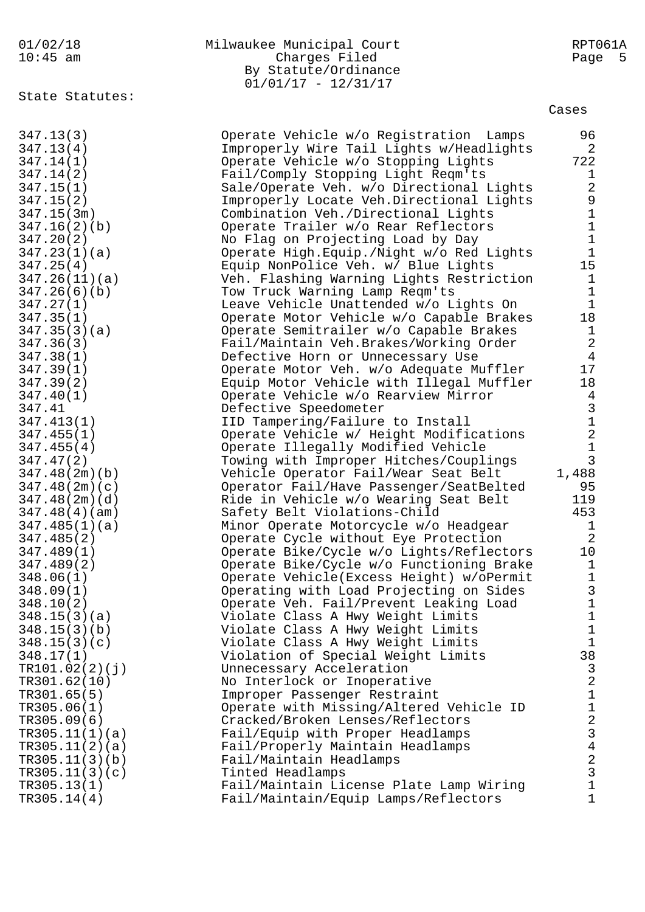Milwaukee Municipal Court
Charges Filed
By Statute/Ordinance
01/01/17 - 12/31/17

State Statutes:

| Statute | Description | Cases |
|---|---|---|
| 347.13(3) | Operate Vehicle w/o Registration Lamps | 96 |
| 347.13(4) | Improperly Wire Tail Lights w/Headlights | 2 |
| 347.14(1) | Operate Vehicle w/o Stopping Lights | 722 |
| 347.14(2) | Fail/Comply Stopping Light Reqm'ts | 1 |
| 347.15(1) | Sale/Operate Veh. w/o Directional Lights | 2 |
| 347.15(2) | Improperly Locate Veh.Directional Lights | 9 |
| 347.15(3m) | Combination Veh./Directional Lights | 1 |
| 347.16(2)(b) | Operate Trailer w/o Rear Reflectors | 1 |
| 347.20(2) | No Flag on Projecting Load by Day | 1 |
| 347.23(1)(a) | Operate High.Equip./Night w/o Red Lights | 1 |
| 347.25(4) | Equip NonPolice Veh. w/ Blue Lights | 15 |
| 347.26(11)(a) | Veh. Flashing Warning Lights Restriction | 1 |
| 347.26(6)(b) | Tow Truck Warning Lamp Reqm'ts | 1 |
| 347.27(1) | Leave Vehicle Unattended w/o Lights On | 1 |
| 347.35(1) | Operate Motor Vehicle w/o Capable Brakes | 18 |
| 347.35(3)(a) | Operate Semitrailer w/o Capable Brakes | 1 |
| 347.36(3) | Fail/Maintain Veh.Brakes/Working Order | 2 |
| 347.38(1) | Defective Horn or Unnecessary Use | 4 |
| 347.39(1) | Operate Motor Veh. w/o Adequate Muffler | 17 |
| 347.39(2) | Equip Motor Vehicle with Illegal Muffler | 18 |
| 347.40(1) | Operate Vehicle w/o Rearview Mirror | 4 |
| 347.41 | Defective Speedometer | 3 |
| 347.413(1) | IID Tampering/Failure to Install | 1 |
| 347.455(1) | Operate Vehicle w/ Height Modifications | 2 |
| 347.455(4) | Operate Illegally Modified Vehicle | 1 |
| 347.47(2) | Towing with Improper Hitches/Couplings | 3 |
| 347.48(2m)(b) | Vehicle Operator Fail/Wear Seat Belt | 1,488 |
| 347.48(2m)(c) | Operator Fail/Have Passenger/SeatBelted | 95 |
| 347.48(2m)(d) | Ride in Vehicle w/o Wearing Seat Belt | 119 |
| 347.48(4)(am) | Safety Belt Violations-Child | 453 |
| 347.485(1)(a) | Minor Operate Motorcycle w/o Headgear | 1 |
| 347.485(2) | Operate Cycle without Eye Protection | 2 |
| 347.489(1) | Operate Bike/Cycle w/o Lights/Reflectors | 10 |
| 347.489(2) | Operate Bike/Cycle w/o Functioning Brake | 1 |
| 348.06(1) | Operate Vehicle(Excess Height) w/oPermit | 1 |
| 348.09(1) | Operating with Load Projecting on Sides | 3 |
| 348.10(2) | Operate Veh. Fail/Prevent Leaking Load | 1 |
| 348.15(3)(a) | Violate Class A Hwy Weight Limits | 1 |
| 348.15(3)(b) | Violate Class A Hwy Weight Limits | 1 |
| 348.15(3)(c) | Violate Class A Hwy Weight Limits | 1 |
| 348.17(1) | Violation of Special Weight Limits | 38 |
| TR101.02(2)(j) | Unnecessary Acceleration | 3 |
| TR301.62(10) | No Interlock or Inoperative | 2 |
| TR301.65(5) | Improper Passenger Restraint | 1 |
| TR305.06(1) | Operate with Missing/Altered Vehicle ID | 1 |
| TR305.09(6) | Cracked/Broken Lenses/Reflectors | 2 |
| TR305.11(1)(a) | Fail/Equip with Proper Headlamps | 3 |
| TR305.11(2)(a) | Fail/Properly Maintain Headlamps | 4 |
| TR305.11(3)(b) | Fail/Maintain Headlamps | 2 |
| TR305.11(3)(c) | Tinted Headlamps | 3 |
| TR305.13(1) | Fail/Maintain License Plate Lamp Wiring | 1 |
| TR305.14(4) | Fail/Maintain/Equip Lamps/Reflectors | 1 |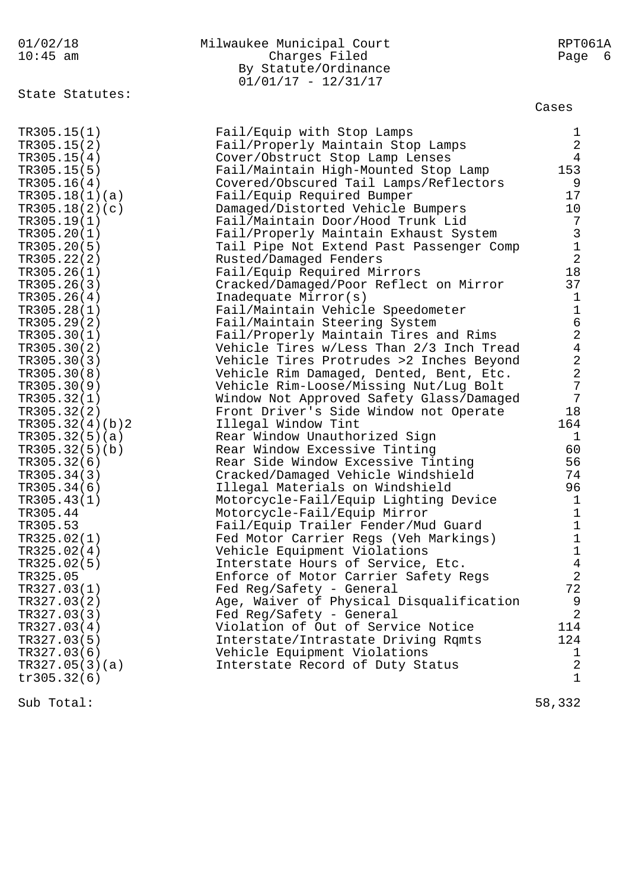Milwaukee Municipal Court
Charges Filed
By Statute/Ordinance
01/01/17 - 12/31/17

State Statutes:

| Statute | Description | Cases |
|---|---|---|
| TR305.15(1) | Fail/Equip with Stop Lamps | 1 |
| TR305.15(2) | Fail/Properly Maintain Stop Lamps | 2 |
| TR305.15(4) | Cover/Obstruct Stop Lamp Lenses | 4 |
| TR305.15(5) | Fail/Maintain High-Mounted Stop Lamp | 153 |
| TR305.16(4) | Covered/Obscured Tail Lamps/Reflectors | 9 |
| TR305.18(1)(a) | Fail/Equip Required Bumper | 17 |
| TR305.18(2)(c) | Damaged/Distorted Vehicle Bumpers | 10 |
| TR305.19(1) | Fail/Maintain Door/Hood Trunk Lid | 7 |
| TR305.20(1) | Fail/Properly Maintain Exhaust System | 3 |
| TR305.20(5) | Tail Pipe Not Extend Past Passenger Comp | 1 |
| TR305.22(2) | Rusted/Damaged Fenders | 2 |
| TR305.26(1) | Fail/Equip Required Mirrors | 18 |
| TR305.26(3) | Cracked/Damaged/Poor Reflect on Mirror | 37 |
| TR305.26(4) | Inadequate Mirror(s) | 1 |
| TR305.28(1) | Fail/Maintain Vehicle Speedometer | 1 |
| TR305.29(2) | Fail/Maintain Steering System | 6 |
| TR305.30(1) | Fail/Properly Maintain Tires and Rims | 2 |
| TR305.30(2) | Vehicle Tires w/Less Than 2/3 Inch Tread | 4 |
| TR305.30(3) | Vehicle Tires Protrudes >2 Inches Beyond | 2 |
| TR305.30(8) | Vehicle Rim Damaged, Dented, Bent, Etc. | 2 |
| TR305.30(9) | Vehicle Rim-Loose/Missing Nut/Lug Bolt | 7 |
| TR305.32(1) | Window Not Approved Safety Glass/Damaged | 7 |
| TR305.32(2) | Front Driver's Side Window not Operate | 18 |
| TR305.32(4)(b)2 | Illegal Window Tint | 164 |
| TR305.32(5)(a) | Rear Window Unauthorized Sign | 1 |
| TR305.32(5)(b) | Rear Window Excessive Tinting | 60 |
| TR305.32(6) | Rear Side Window Excessive Tinting | 56 |
| TR305.34(3) | Cracked/Damaged Vehicle Windshield | 74 |
| TR305.34(6) | Illegal Materials on Windshield | 96 |
| TR305.43(1) | Motorcycle-Fail/Equip Lighting Device | 1 |
| TR305.44 | Motorcycle-Fail/Equip Mirror | 1 |
| TR305.53 | Fail/Equip Trailer Fender/Mud Guard | 1 |
| TR325.02(1) | Fed Motor Carrier Regs (Veh Markings) | 1 |
| TR325.02(4) | Vehicle Equipment Violations | 1 |
| TR325.02(5) | Interstate Hours of Service, Etc. | 4 |
| TR325.05 | Enforce of Motor Carrier Safety Regs | 2 |
| TR327.03(1) | Fed Reg/Safety - General | 72 |
| TR327.03(2) | Age, Waiver of Physical Disqualification | 9 |
| TR327.03(3) | Fed Reg/Safety - General | 2 |
| TR327.03(4) | Violation of Out of Service Notice | 114 |
| TR327.03(5) | Interstate/Intrastate Driving Rqmts | 124 |
| TR327.03(6) | Vehicle Equipment Violations | 1 |
| TR327.05(3)(a) | Interstate Record of Duty Status | 2 |
| tr305.32(6) | | 1 |
| Sub Total: | | 58,332 |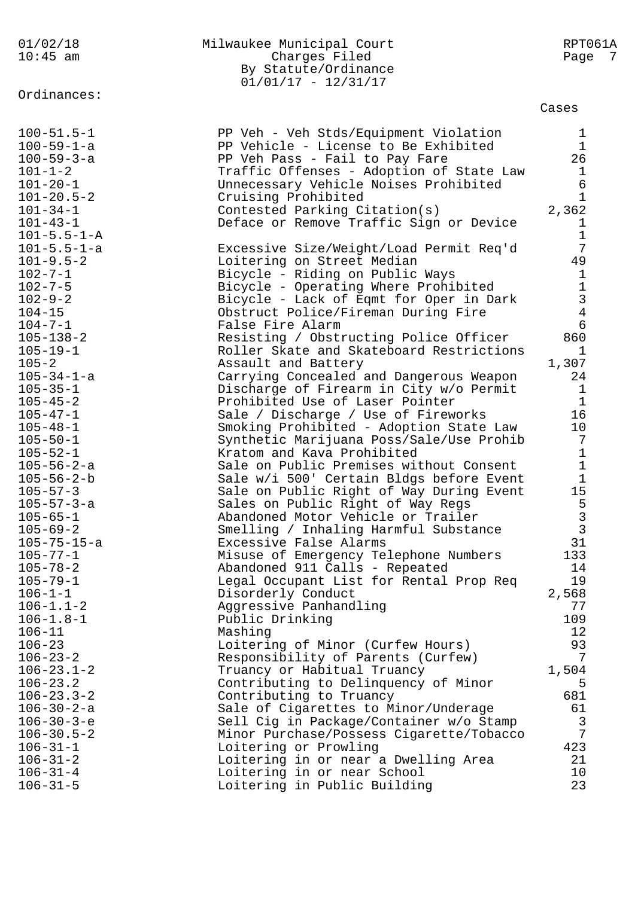Milwaukee Municipal Court
Charges Filed
By Statute/Ordinance
01/01/17 - 12/31/17

Ordinances:

| | | Cases |
|---|---|---|
| 100-51.5-1 | PP Veh - Veh Stds/Equipment Violation | 1 |
| 100-59-1-a | PP Vehicle - License to Be Exhibited | 1 |
| 100-59-3-a | PP Veh Pass - Fail to Pay Fare | 26 |
| 101-1-2 | Traffic Offenses - Adoption of State Law | 1 |
| 101-20-1 | Unnecessary Vehicle Noises Prohibited | 6 |
| 101-20.5-2 | Cruising Prohibited | 1 |
| 101-34-1 | Contested Parking Citation(s) | 2,362 |
| 101-43-1 | Deface or Remove Traffic Sign or Device | 1 |
| 101-5.5-1-A | | 1 |
| 101-5.5-1-a | Excessive Size/Weight/Load Permit Req'd | 7 |
| 101-9.5-2 | Loitering on Street Median | 49 |
| 102-7-1 | Bicycle - Riding on Public Ways | 1 |
| 102-7-5 | Bicycle - Operating Where Prohibited | 1 |
| 102-9-2 | Bicycle - Lack of Eqmt for Oper in Dark | 3 |
| 104-15 | Obstruct Police/Fireman During Fire | 4 |
| 104-7-1 | False Fire Alarm | 6 |
| 105-138-2 | Resisting / Obstructing Police Officer | 860 |
| 105-19-1 | Roller Skate and Skateboard Restrictions | 1 |
| 105-2 | Assault and Battery | 1,307 |
| 105-34-1-a | Carrying Concealed and Dangerous Weapon | 24 |
| 105-35-1 | Discharge of Firearm in City w/o Permit | 1 |
| 105-45-2 | Prohibited Use of Laser Pointer | 1 |
| 105-47-1 | Sale / Discharge / Use of Fireworks | 16 |
| 105-48-1 | Smoking Prohibited - Adoption State Law | 10 |
| 105-50-1 | Synthetic Marijuana Poss/Sale/Use Prohib | 7 |
| 105-52-1 | Kratom and Kava Prohibited | 1 |
| 105-56-2-a | Sale on Public Premises without Consent | 1 |
| 105-56-2-b | Sale w/i 500' Certain Bldgs before Event | 1 |
| 105-57-3 | Sale on Public Right of Way During Event | 15 |
| 105-57-3-a | Sales on Public Right of Way Regs | 5 |
| 105-65-1 | Abandoned Motor Vehicle or Trailer | 3 |
| 105-69-2 | Smelling / Inhaling Harmful Substance | 3 |
| 105-75-15-a | Excessive False Alarms | 31 |
| 105-77-1 | Misuse of Emergency Telephone Numbers | 133 |
| 105-78-2 | Abandoned 911 Calls - Repeated | 14 |
| 105-79-1 | Legal Occupant List for Rental Prop Req | 19 |
| 106-1-1 | Disorderly Conduct | 2,568 |
| 106-1.1-2 | Aggressive Panhandling | 77 |
| 106-1.8-1 | Public Drinking | 109 |
| 106-11 | Mashing | 12 |
| 106-23 | Loitering of Minor (Curfew Hours) | 93 |
| 106-23-2 | Responsibility of Parents (Curfew) | 7 |
| 106-23.1-2 | Truancy or Habitual Truancy | 1,504 |
| 106-23.2 | Contributing to Delinquency of Minor | 5 |
| 106-23.3-2 | Contributing to Truancy | 681 |
| 106-30-2-a | Sale of Cigarettes to Minor/Underage | 61 |
| 106-30-3-e | Sell Cig in Package/Container w/o Stamp | 3 |
| 106-30.5-2 | Minor Purchase/Possess Cigarette/Tobacco | 7 |
| 106-31-1 | Loitering or Prowling | 423 |
| 106-31-2 | Loitering in or near a Dwelling Area | 21 |
| 106-31-4 | Loitering in or near School | 10 |
| 106-31-5 | Loitering in Public Building | 23 |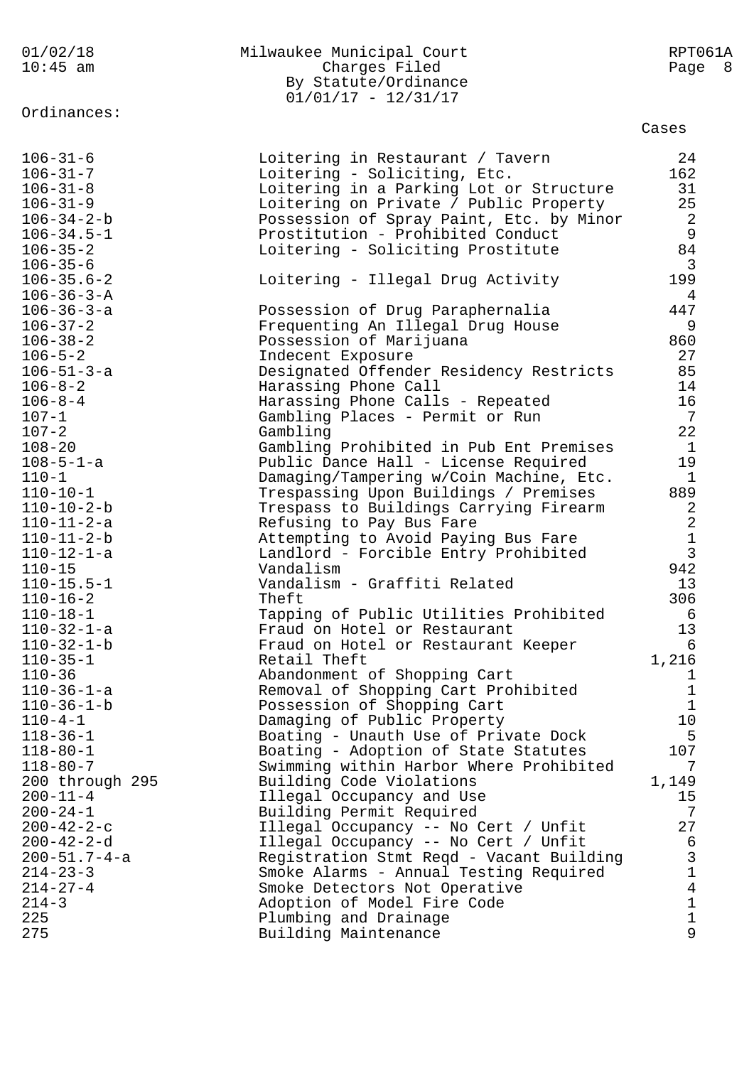Milwaukee Municipal Court
Charges Filed
By Statute/Ordinance
01/01/17 - 12/31/17

Ordinances:

| | | Cases |
|---|---|---|
| 106-31-6 | Loitering in Restaurant / Tavern | 24 |
| 106-31-7 | Loitering - Soliciting, Etc. | 162 |
| 106-31-8 | Loitering in a Parking Lot or Structure | 31 |
| 106-31-9 | Loitering on Private / Public Property | 25 |
| 106-34-2-b | Possession of Spray Paint, Etc. by Minor | 2 |
| 106-34.5-1 | Prostitution - Prohibited Conduct | 9 |
| 106-35-2 | Loitering - Soliciting Prostitute | 84 |
| 106-35-6 | | 3 |
| 106-35.6-2 | Loitering - Illegal Drug Activity | 199 |
| 106-36-3-A | | 4 |
| 106-36-3-a | Possession of Drug Paraphernalia | 447 |
| 106-37-2 | Frequenting An Illegal Drug House | 9 |
| 106-38-2 | Possession of Marijuana | 860 |
| 106-5-2 | Indecent Exposure | 27 |
| 106-51-3-a | Designated Offender Residency Restricts | 85 |
| 106-8-2 | Harassing Phone Call | 14 |
| 106-8-4 | Harassing Phone Calls - Repeated | 16 |
| 107-1 | Gambling Places - Permit or Run | 7 |
| 107-2 | Gambling | 22 |
| 108-20 | Gambling Prohibited in Pub Ent Premises | 1 |
| 108-5-1-a | Public Dance Hall - License Required | 19 |
| 110-1 | Damaging/Tampering w/Coin Machine, Etc. | 1 |
| 110-10-1 | Trespassing Upon Buildings / Premises | 889 |
| 110-10-2-b | Trespass to Buildings Carrying Firearm | 2 |
| 110-11-2-a | Refusing to Pay Bus Fare | 2 |
| 110-11-2-b | Attempting to Avoid Paying Bus Fare | 1 |
| 110-12-1-a | Landlord - Forcible Entry Prohibited | 3 |
| 110-15 | Vandalism | 942 |
| 110-15.5-1 | Vandalism - Graffiti Related | 13 |
| 110-16-2 | Theft | 306 |
| 110-18-1 | Tapping of Public Utilities Prohibited | 6 |
| 110-32-1-a | Fraud on Hotel or Restaurant | 13 |
| 110-32-1-b | Fraud on Hotel or Restaurant Keeper | 6 |
| 110-35-1 | Retail Theft | 1,216 |
| 110-36 | Abandonment of Shopping Cart | 1 |
| 110-36-1-a | Removal of Shopping Cart Prohibited | 1 |
| 110-36-1-b | Possession of Shopping Cart | 1 |
| 110-4-1 | Damaging of Public Property | 10 |
| 118-36-1 | Boating - Unauth Use of Private Dock | 5 |
| 118-80-1 | Boating - Adoption of State Statutes | 107 |
| 118-80-7 | Swimming within Harbor Where Prohibited | 7 |
| 200 through 295 | Building Code Violations | 1,149 |
| 200-11-4 | Illegal Occupancy and Use | 15 |
| 200-24-1 | Building Permit Required | 7 |
| 200-42-2-c | Illegal Occupancy -- No Cert / Unfit | 27 |
| 200-42-2-d | Illegal Occupancy -- No Cert / Unfit | 6 |
| 200-51.7-4-a | Registration Stmt Reqd - Vacant Building | 3 |
| 214-23-3 | Smoke Alarms - Annual Testing Required | 1 |
| 214-27-4 | Smoke Detectors Not Operative | 4 |
| 214-3 | Adoption of Model Fire Code | 1 |
| 225 | Plumbing and Drainage | 1 |
| 275 | Building Maintenance | 9 |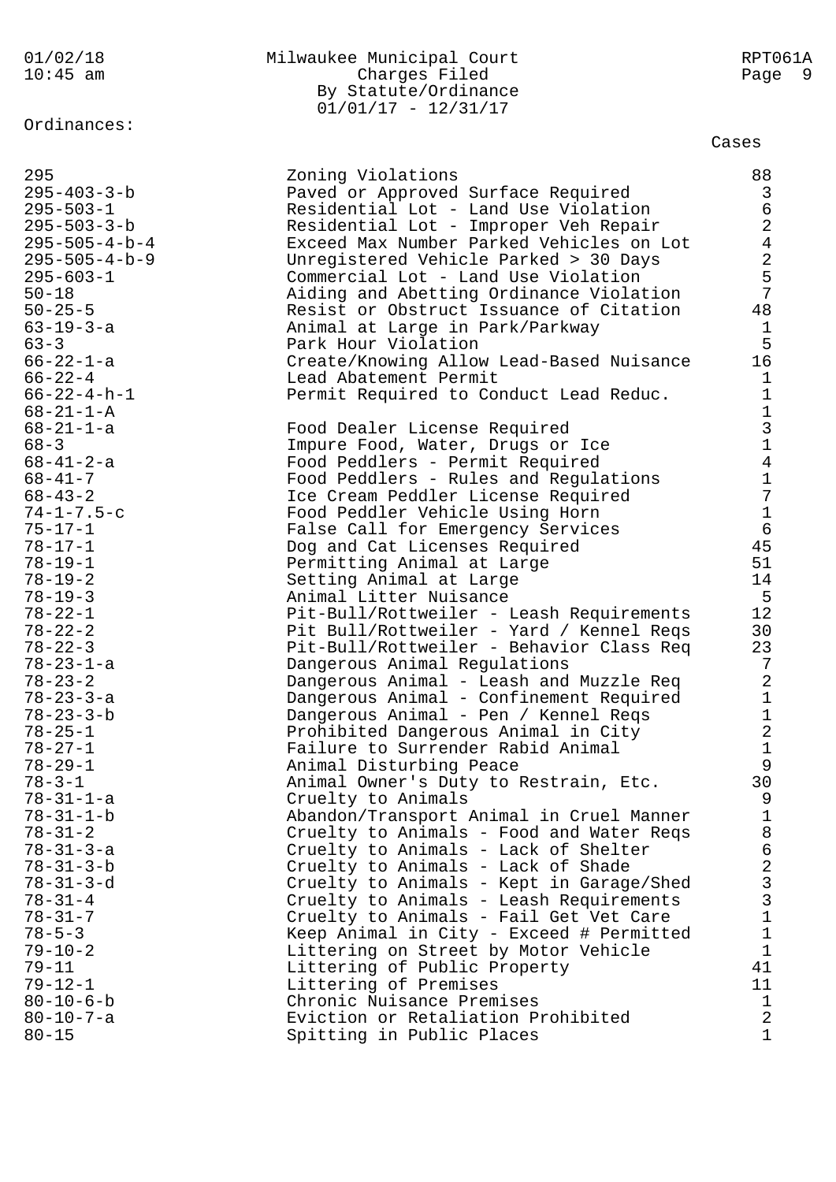Milwaukee Municipal Court
Charges Filed
By Statute/Ordinance
01/01/17 - 12/31/17

Ordinances:

| Ordinance | Description | Cases |
|---|---|---|
| 295 | Zoning Violations | 88 |
| 295-403-3-b | Paved or Approved Surface Required | 3 |
| 295-503-1 | Residential Lot - Land Use Violation | 6 |
| 295-503-3-b | Residential Lot - Improper Veh Repair | 2 |
| 295-505-4-b-4 | Exceed Max Number Parked Vehicles on Lot | 4 |
| 295-505-4-b-9 | Unregistered Vehicle Parked > 30 Days | 2 |
| 295-603-1 | Commercial Lot - Land Use Violation | 5 |
| 50-18 | Aiding and Abetting Ordinance Violation | 7 |
| 50-25-5 | Resist or Obstruct Issuance of Citation | 48 |
| 63-19-3-a | Animal at Large in Park/Parkway | 1 |
| 63-3 | Park Hour Violation | 5 |
| 66-22-1-a | Create/Knowing Allow Lead-Based Nuisance | 16 |
| 66-22-4 | Lead Abatement Permit | 1 |
| 66-22-4-h-1 | Permit Required to Conduct Lead Reduc. | 1 |
| 68-21-1-A | | 1 |
| 68-21-1-a | Food Dealer License Required | 3 |
| 68-3 | Impure Food, Water, Drugs or Ice | 1 |
| 68-41-2-a | Food Peddlers - Permit Required | 4 |
| 68-41-7 | Food Peddlers - Rules and Regulations | 1 |
| 68-43-2 | Ice Cream Peddler License Required | 7 |
| 74-1-7.5-c | Food Peddler Vehicle Using Horn | 1 |
| 75-17-1 | False Call for Emergency Services | 6 |
| 78-17-1 | Dog and Cat Licenses Required | 45 |
| 78-19-1 | Permitting Animal at Large | 51 |
| 78-19-2 | Setting Animal at Large | 14 |
| 78-19-3 | Animal Litter Nuisance | 5 |
| 78-22-1 | Pit-Bull/Rottweiler - Leash Requirements | 12 |
| 78-22-2 | Pit Bull/Rottweiler - Yard / Kennel Reqs | 30 |
| 78-22-3 | Pit-Bull/Rottweiler - Behavior Class Req | 23 |
| 78-23-1-a | Dangerous Animal Regulations | 7 |
| 78-23-2 | Dangerous Animal - Leash and Muzzle Req | 2 |
| 78-23-3-a | Dangerous Animal - Confinement Required | 1 |
| 78-23-3-b | Dangerous Animal - Pen / Kennel Reqs | 1 |
| 78-25-1 | Prohibited Dangerous Animal in City | 2 |
| 78-27-1 | Failure to Surrender Rabid Animal | 1 |
| 78-29-1 | Animal Disturbing Peace | 9 |
| 78-3-1 | Animal Owner's Duty to Restrain, Etc. | 30 |
| 78-31-1-a | Cruelty to Animals | 9 |
| 78-31-1-b | Abandon/Transport Animal in Cruel Manner | 1 |
| 78-31-2 | Cruelty to Animals - Food and Water Reqs | 8 |
| 78-31-3-a | Cruelty to Animals - Lack of Shelter | 6 |
| 78-31-3-b | Cruelty to Animals - Lack of Shade | 2 |
| 78-31-3-d | Cruelty to Animals - Kept in Garage/Shed | 3 |
| 78-31-4 | Cruelty to Animals - Leash Requirements | 3 |
| 78-31-7 | Cruelty to Animals - Fail Get Vet Care | 1 |
| 78-5-3 | Keep Animal in City - Exceed # Permitted | 1 |
| 79-10-2 | Littering on Street by Motor Vehicle | 1 |
| 79-11 | Littering of Public Property | 41 |
| 79-12-1 | Littering of Premises | 11 |
| 80-10-6-b | Chronic Nuisance Premises | 1 |
| 80-10-7-a | Eviction or Retaliation Prohibited | 2 |
| 80-15 | Spitting in Public Places | 1 |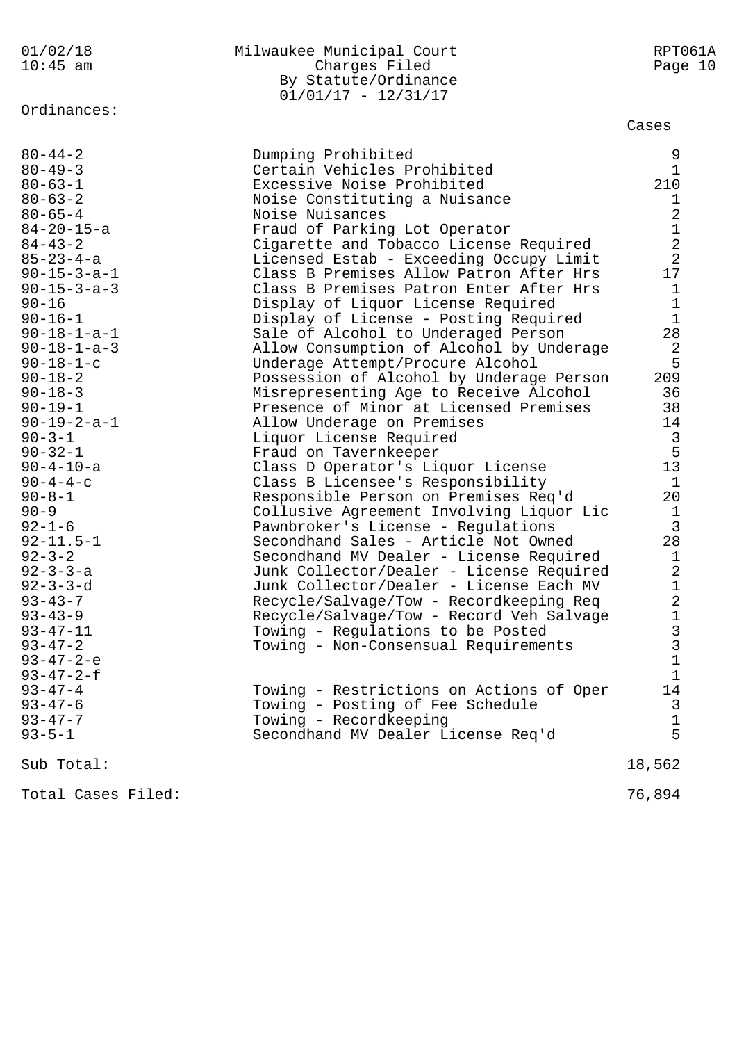Milwaukee Municipal Court
Charges Filed
By Statute/Ordinance
01/01/17 - 12/31/17

01/02/18 10:45 am — RPT061A

Ordinances:

| Ordinance | Description | Cases |
|---|---|---|
| 80-44-2 | Dumping Prohibited | 9 |
| 80-49-3 | Certain Vehicles Prohibited | 1 |
| 80-63-1 | Excessive Noise Prohibited | 210 |
| 80-63-2 | Noise Constituting a Nuisance | 1 |
| 80-65-4 | Noise Nuisances | 2 |
| 84-20-15-a | Fraud of Parking Lot Operator | 1 |
| 84-43-2 | Cigarette and Tobacco License Required | 2 |
| 85-23-4-a | Licensed Estab - Exceeding Occupy Limit | 2 |
| 90-15-3-a-1 | Class B Premises Allow Patron After Hrs | 17 |
| 90-15-3-a-3 | Class B Premises Patron Enter After Hrs | 1 |
| 90-16 | Display of Liquor License Required | 1 |
| 90-16-1 | Display of License - Posting Required | 1 |
| 90-18-1-a-1 | Sale of Alcohol to Underaged Person | 28 |
| 90-18-1-a-3 | Allow Consumption of Alcohol by Underage | 2 |
| 90-18-1-c | Underage Attempt/Procure Alcohol | 5 |
| 90-18-2 | Possession of Alcohol by Underage Person | 209 |
| 90-18-3 | Misrepresenting Age to Receive Alcohol | 36 |
| 90-19-1 | Presence of Minor at Licensed Premises | 38 |
| 90-19-2-a-1 | Allow Underage on Premises | 14 |
| 90-3-1 | Liquor License Required | 3 |
| 90-32-1 | Fraud on Tavernkeeper | 5 |
| 90-4-10-a | Class D Operator's Liquor License | 13 |
| 90-4-4-c | Class B Licensee's Responsibility | 1 |
| 90-8-1 | Responsible Person on Premises Req'd | 20 |
| 90-9 | Collusive Agreement Involving Liquor Lic | 1 |
| 92-1-6 | Pawnbroker's License - Regulations | 3 |
| 92-11.5-1 | Secondhand Sales - Article Not Owned | 28 |
| 92-3-2 | Secondhand MV Dealer - License Required | 1 |
| 92-3-3-a | Junk Collector/Dealer - License Required | 2 |
| 92-3-3-d | Junk Collector/Dealer - License Each MV | 1 |
| 93-43-7 | Recycle/Salvage/Tow - Recordkeeping Req | 2 |
| 93-43-9 | Recycle/Salvage/Tow - Record Veh Salvage | 1 |
| 93-47-11 | Towing - Regulations to be Posted | 3 |
| 93-47-2 | Towing - Non-Consensual Requirements | 3 |
| 93-47-2-e | | 1 |
| 93-47-2-f | | 1 |
| 93-47-4 | Towing - Restrictions on Actions of Oper | 14 |
| 93-47-6 | Towing - Posting of Fee Schedule | 3 |
| 93-47-7 | Towing - Recordkeeping | 1 |
| 93-5-1 | Secondhand MV Dealer License Req'd | 5 |
| Sub Total: | | 18,562 |
| Total Cases Filed: | | 76,894 |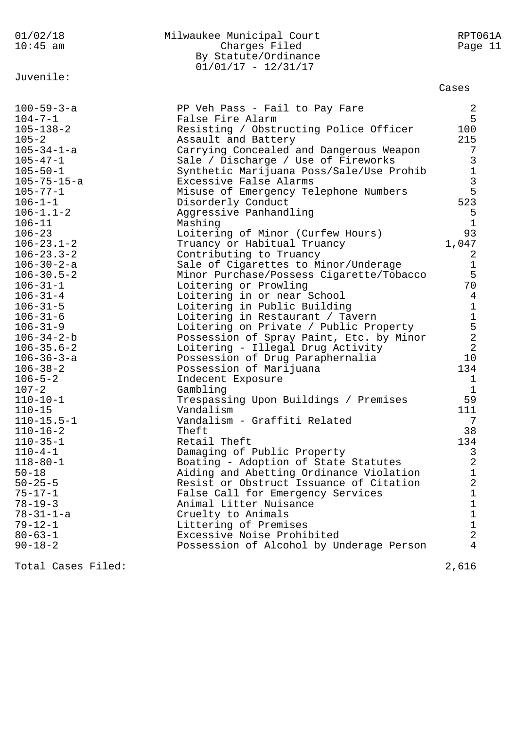Milwaukee Municipal Court
Charges Filed
By Statute/Ordinance
01/01/17 - 12/31/17

Juvenile:

| Statute/Ordinance | Description | Cases |
|---|---|---|
| 100-59-3-a | PP Veh Pass - Fail to Pay Fare | 2 |
| 104-7-1 | False Fire Alarm | 5 |
| 105-138-2 | Resisting / Obstructing Police Officer | 100 |
| 105-2 | Assault and Battery | 215 |
| 105-34-1-a | Carrying Concealed and Dangerous Weapon | 7 |
| 105-47-1 | Sale / Discharge / Use of Fireworks | 3 |
| 105-50-1 | Synthetic Marijuana Poss/Sale/Use Prohib | 1 |
| 105-75-15-a | Excessive False Alarms | 3 |
| 105-77-1 | Misuse of Emergency Telephone Numbers | 5 |
| 106-1-1 | Disorderly Conduct | 523 |
| 106-1.1-2 | Aggressive Panhandling | 5 |
| 106-11 | Mashing | 1 |
| 106-23 | Loitering of Minor (Curfew Hours) | 93 |
| 106-23.1-2 | Truancy or Habitual Truancy | 1,047 |
| 106-23.3-2 | Contributing to Truancy | 2 |
| 106-30-2-a | Sale of Cigarettes to Minor/Underage | 1 |
| 106-30.5-2 | Minor Purchase/Possess Cigarette/Tobacco | 5 |
| 106-31-1 | Loitering or Prowling | 70 |
| 106-31-4 | Loitering in or near School | 4 |
| 106-31-5 | Loitering in Public Building | 1 |
| 106-31-6 | Loitering in Restaurant / Tavern | 1 |
| 106-31-9 | Loitering on Private / Public Property | 5 |
| 106-34-2-b | Possession of Spray Paint, Etc. by Minor | 2 |
| 106-35.6-2 | Loitering - Illegal Drug Activity | 2 |
| 106-36-3-a | Possession of Drug Paraphernalia | 10 |
| 106-38-2 | Possession of Marijuana | 134 |
| 106-5-2 | Indecent Exposure | 1 |
| 107-2 | Gambling | 1 |
| 110-10-1 | Trespassing Upon Buildings / Premises | 59 |
| 110-15 | Vandalism | 111 |
| 110-15.5-1 | Vandalism - Graffiti Related | 7 |
| 110-16-2 | Theft | 38 |
| 110-35-1 | Retail Theft | 134 |
| 110-4-1 | Damaging of Public Property | 3 |
| 118-80-1 | Boating - Adoption of State Statutes | 2 |
| 50-18 | Aiding and Abetting Ordinance Violation | 1 |
| 50-25-5 | Resist or Obstruct Issuance of Citation | 2 |
| 75-17-1 | False Call for Emergency Services | 1 |
| 78-19-3 | Animal Litter Nuisance | 1 |
| 78-31-1-a | Cruelty to Animals | 1 |
| 79-12-1 | Littering of Premises | 1 |
| 80-63-1 | Excessive Noise Prohibited | 2 |
| 90-18-2 | Possession of Alcohol by Underage Person | 4 |
| **Total Cases Filed:** | | **2,616** |